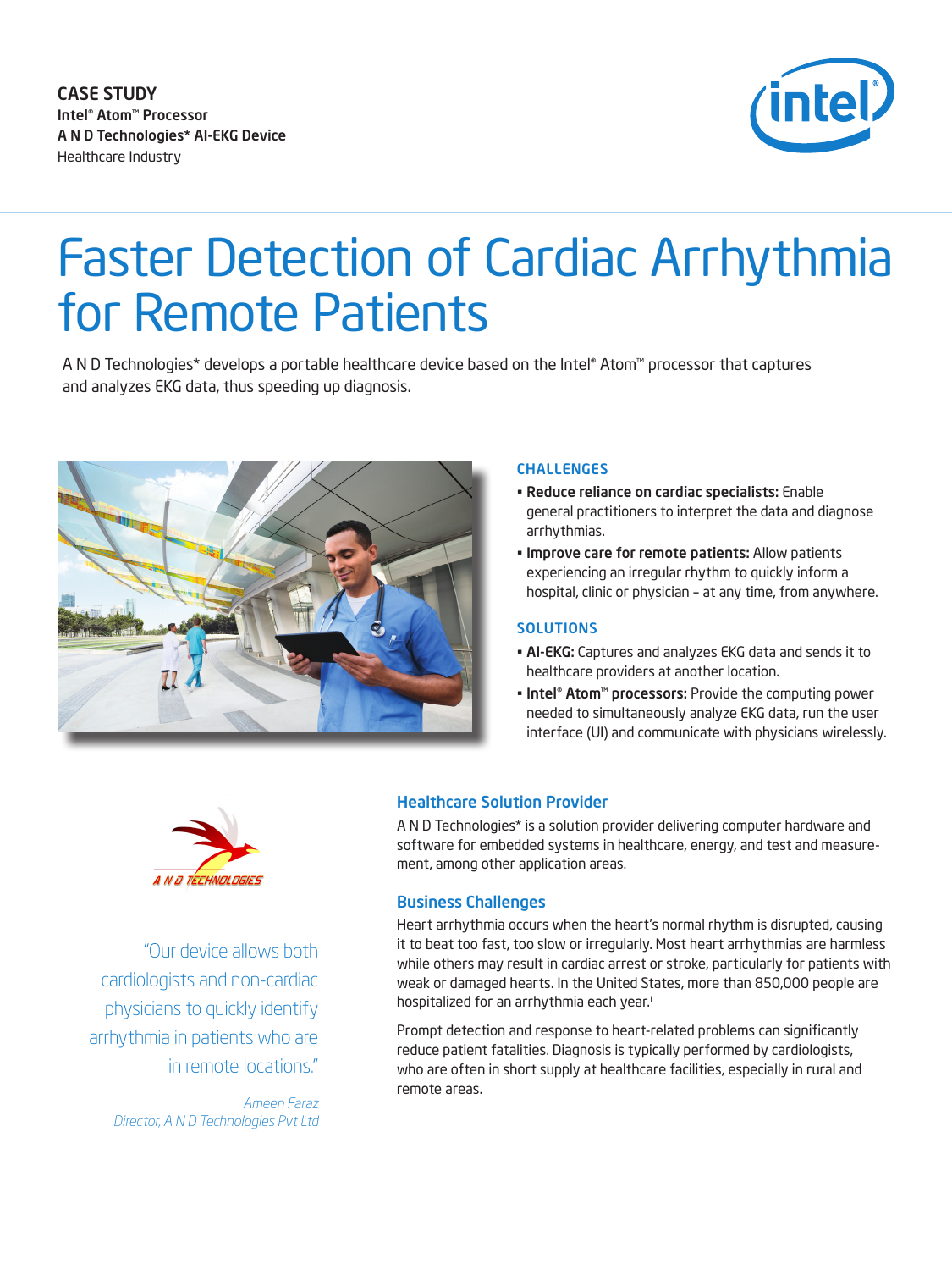CASE STUDY
**Intel® Atom™ Processor**
**A N D Technologies* AI-EKG Device**
Healthcare Industry

# Faster Detection of Cardiac Arrhythmia for Remote Patients

A N D Technologies* develops a portable healthcare device based on the Intel® Atom™ processor that captures and analyzes EKG data, thus speeding up diagnosis.

### CHALLENGES

- **Reduce reliance on cardiac specialists:** Enable general practitioners to interpret the data and diagnose arrhythmias.
- **Improve care for remote patients:** Allow patients experiencing an irregular rhythm to quickly inform a hospital, clinic or physician – at any time, from anywhere.

### SOLUTIONS

- **AI-EKG:** Captures and analyzes EKG data and sends it to healthcare providers at another location.
- **Intel® Atom™ processors:** Provide the computing power needed to simultaneously analyze EKG data, run the user interface (UI) and communicate with physicians wirelessly.

"Our device allows both cardiologists and non-cardiac physicians to quickly identify arrhythmia in patients who are in remote locations."

*Ameen Faraz*
*Director, A N D Technologies Pvt Ltd*

## Healthcare Solution Provider

A N D Technologies* is a solution provider delivering computer hardware and software for embedded systems in healthcare, energy, and test and measurement, among other application areas.

## Business Challenges

Heart arrhythmia occurs when the heart's normal rhythm is disrupted, causing it to beat too fast, too slow or irregularly. Most heart arrhythmias are harmless while others may result in cardiac arrest or stroke, particularly for patients with weak or damaged hearts. In the United States, more than 850,000 people are hospitalized for an arrhythmia each year.[1]

Prompt detection and response to heart-related problems can significantly reduce patient fatalities. Diagnosis is typically performed by cardiologists, who are often in short supply at healthcare facilities, especially in rural and remote areas.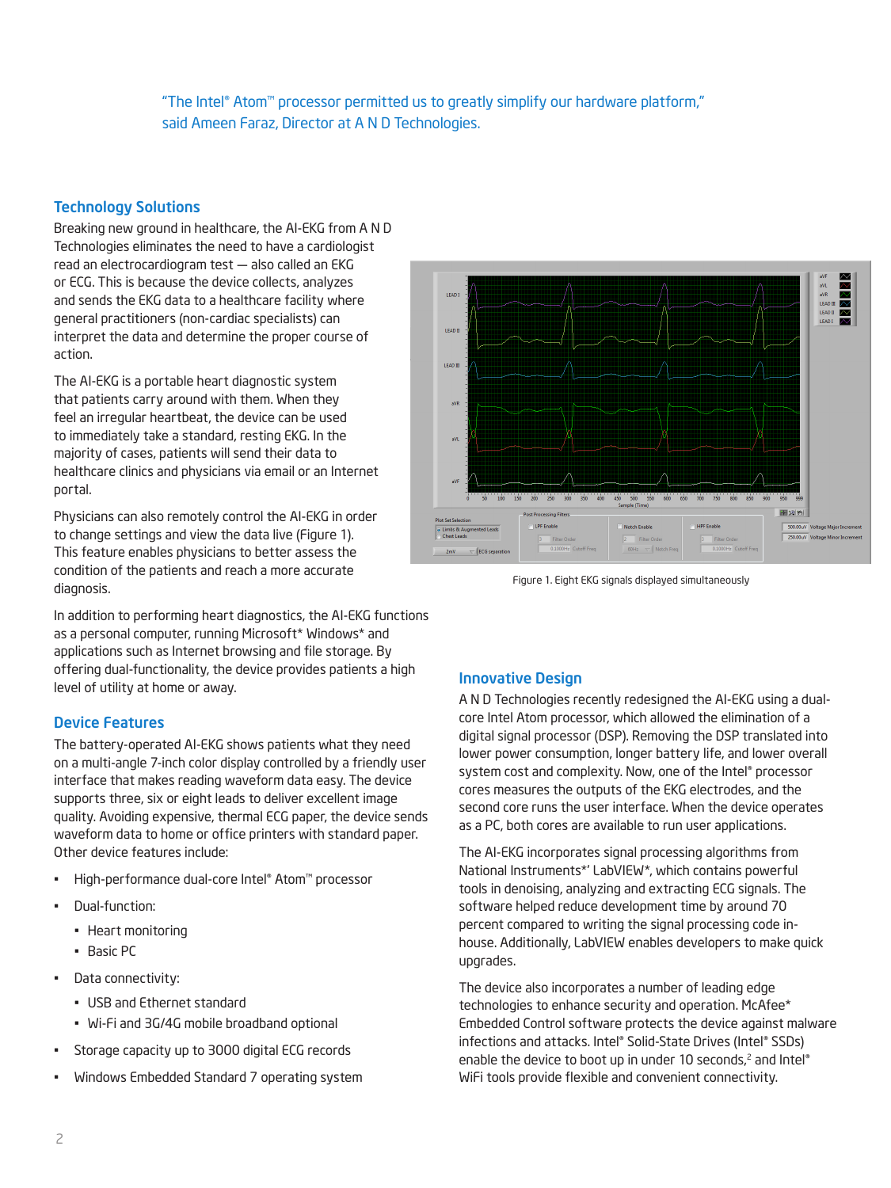"The Intel® Atom™ processor permitted us to greatly simplify our hardware platform," said Ameen Faraz, Director at A N D Technologies.

## Technology Solutions

Breaking new ground in healthcare, the AI-EKG from A N D Technologies eliminates the need to have a cardiologist read an electrocardiogram test — also called an EKG or ECG. This is because the device collects, analyzes and sends the EKG data to a healthcare facility where general practitioners (non-cardiac specialists) can interpret the data and determine the proper course of action.

The AI-EKG is a portable heart diagnostic system that patients carry around with them. When they feel an irregular heartbeat, the device can be used to immediately take a standard, resting EKG. In the majority of cases, patients will send their data to healthcare clinics and physicians via email or an Internet portal.

Physicians can also remotely control the AI-EKG in order to change settings and view the data live (Figure 1). This feature enables physicians to better assess the condition of the patients and reach a more accurate diagnosis.

Figure 1. Eight EKG signals displayed simultaneously

In addition to performing heart diagnostics, the AI-EKG functions as a personal computer, running Microsoft* Windows* and applications such as Internet browsing and file storage. By offering dual-functionality, the device provides patients a high level of utility at home or away.

## Device Features

The battery-operated AI-EKG shows patients what they need on a multi-angle 7-inch color display controlled by a friendly user interface that makes reading waveform data easy. The device supports three, six or eight leads to deliver excellent image quality. Avoiding expensive, thermal ECG paper, the device sends waveform data to home or office printers with standard paper. Other device features include:

- High-performance dual-core Intel® Atom™ processor
- Dual-function:
  - Heart monitoring
  - Basic PC
- Data connectivity:
  - USB and Ethernet standard
  - Wi-Fi and 3G/4G mobile broadband optional
- Storage capacity up to 3000 digital ECG records
- Windows Embedded Standard 7 operating system

## Innovative Design

A N D Technologies recently redesigned the AI-EKG using a dual-core Intel Atom processor, which allowed the elimination of a digital signal processor (DSP). Removing the DSP translated into lower power consumption, longer battery life, and lower overall system cost and complexity. Now, one of the Intel® processor cores measures the outputs of the EKG electrodes, and the second core runs the user interface. When the device operates as a PC, both cores are available to run user applications.

The AI-EKG incorporates signal processing algorithms from National Instruments\*' LabVIEW\*, which contains powerful tools in denoising, analyzing and extracting ECG signals. The software helped reduce development time by around 70 percent compared to writing the signal processing code in-house. Additionally, LabVIEW enables developers to make quick upgrades.

The device also incorporates a number of leading edge technologies to enhance security and operation. McAfee* Embedded Control software protects the device against malware infections and attacks. Intel® Solid-State Drives (Intel® SSDs) enable the device to boot up in under 10 seconds,[2] and Intel® WiFi tools provide flexible and convenient connectivity.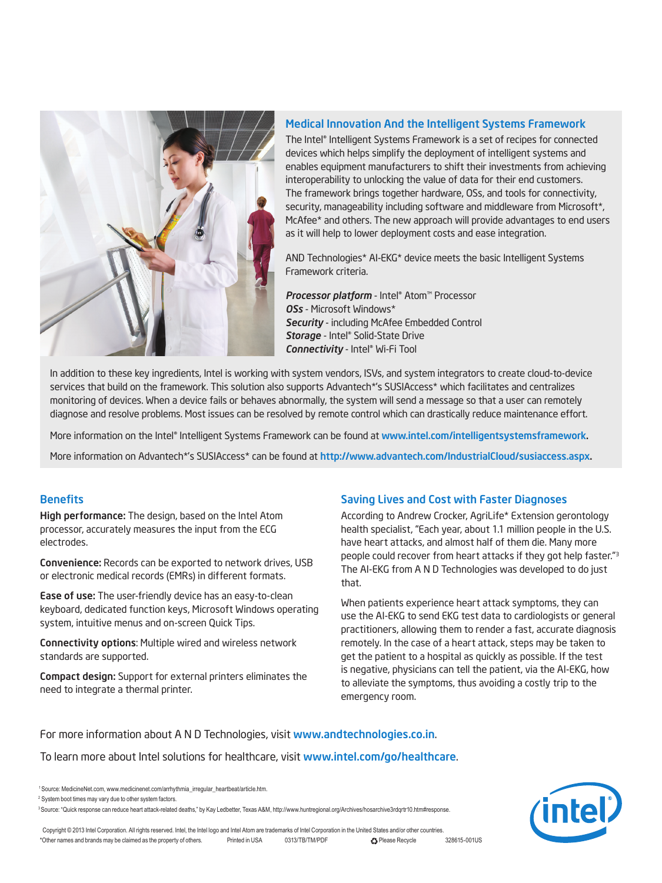## Medical Innovation And the Intelligent Systems Framework

The Intel® Intelligent Systems Framework is a set of recipes for connected devices which helps simplify the deployment of intelligent systems and enables equipment manufacturers to shift their investments from achieving interoperability to unlocking the value of data for their end customers. The framework brings together hardware, OSs, and tools for connectivity, security, manageability including software and middleware from Microsoft*, McAfee* and others. The new approach will provide advantages to end users as it will help to lower deployment costs and ease integration.

AND Technologies* AI-EKG* device meets the basic Intelligent Systems Framework criteria.

***Processor platform*** - Intel® Atom™ Processor
***OSs*** - Microsoft Windows*
***Security*** - including McAfee Embedded Control
***Storage*** - Intel® Solid-State Drive
***Connectivity*** - Intel® Wi-Fi Tool

In addition to these key ingredients, Intel is working with system vendors, ISVs, and system integrators to create cloud-to-device services that build on the framework. This solution also supports Advantech*'s SUSIAccess* which facilitates and centralizes monitoring of devices. When a device fails or behaves abnormally, the system will send a message so that a user can remotely diagnose and resolve problems. Most issues can be resolved by remote control which can drastically reduce maintenance effort.

More information on the Intel® Intelligent Systems Framework can be found at **www.intel.com/intelligentsystemsframework**.

More information on Advantech*'s SUSIAccess* can be found at **http://www.advantech.com/IndustrialCloud/susiaccess.aspx**.

## Benefits

**High performance:** The design, based on the Intel Atom processor, accurately measures the input from the ECG electrodes.

**Convenience:** Records can be exported to network drives, USB or electronic medical records (EMRs) in different formats.

**Ease of use:** The user-friendly device has an easy-to-clean keyboard, dedicated function keys, Microsoft Windows operating system, intuitive menus and on-screen Quick Tips.

**Connectivity options**: Multiple wired and wireless network standards are supported.

**Compact design:** Support for external printers eliminates the need to integrate a thermal printer.

## Saving Lives and Cost with Faster Diagnoses

According to Andrew Crocker, AgriLife* Extension gerontology health specialist, "Each year, about 1.1 million people in the U.S. have heart attacks, and almost half of them die. Many more people could recover from heart attacks if they got help faster."[3] The AI-EKG from A N D Technologies was developed to do just that.

When patients experience heart attack symptoms, they can use the AI-EKG to send EKG test data to cardiologists or general practitioners, allowing them to render a fast, accurate diagnosis remotely. In the case of a heart attack, steps may be taken to get the patient to a hospital as quickly as possible. If the test is negative, physicians can tell the patient, via the AI-EKG, how to alleviate the symptoms, thus avoiding a costly trip to the emergency room.

For more information about A N D Technologies, visit **www.andtechnologies.co.in**.

To learn more about Intel solutions for healthcare, visit **www.intel.com/go/healthcare**.

[1] Source: MedicineNet.com, www.medicinenet.com/arrhythmia_irregular_heartbeat/article.htm.
[2] System boot times may vary due to other system factors.
[3] Source: "Quick response can reduce heart attack-related deaths," by Kay Ledbetter, Texas A&M, http://www.huntregional.org/Archives/hosarchive3rdqrtr10.htm#response.

Copyright © 2013 Intel Corporation. All rights reserved. Intel, the Intel logo and Intel Atom are trademarks of Intel Corporation in the United States and/or other countries.
*Other names and brands may be claimed as the property of others. Printed in USA 0313/TB/TM/PDF Please Recycle 328615-001US